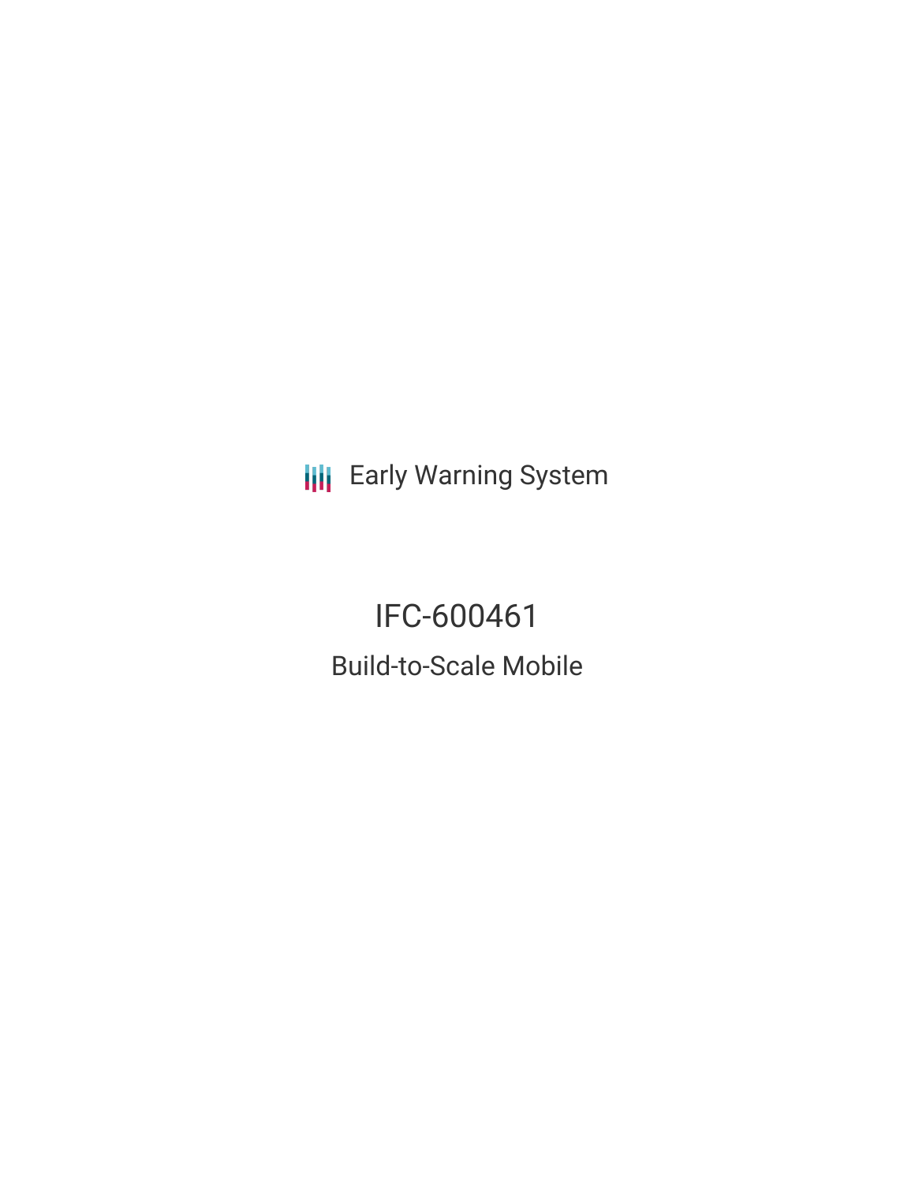Early Warning System

# IFC-600461

## Build-to-Scale Mobile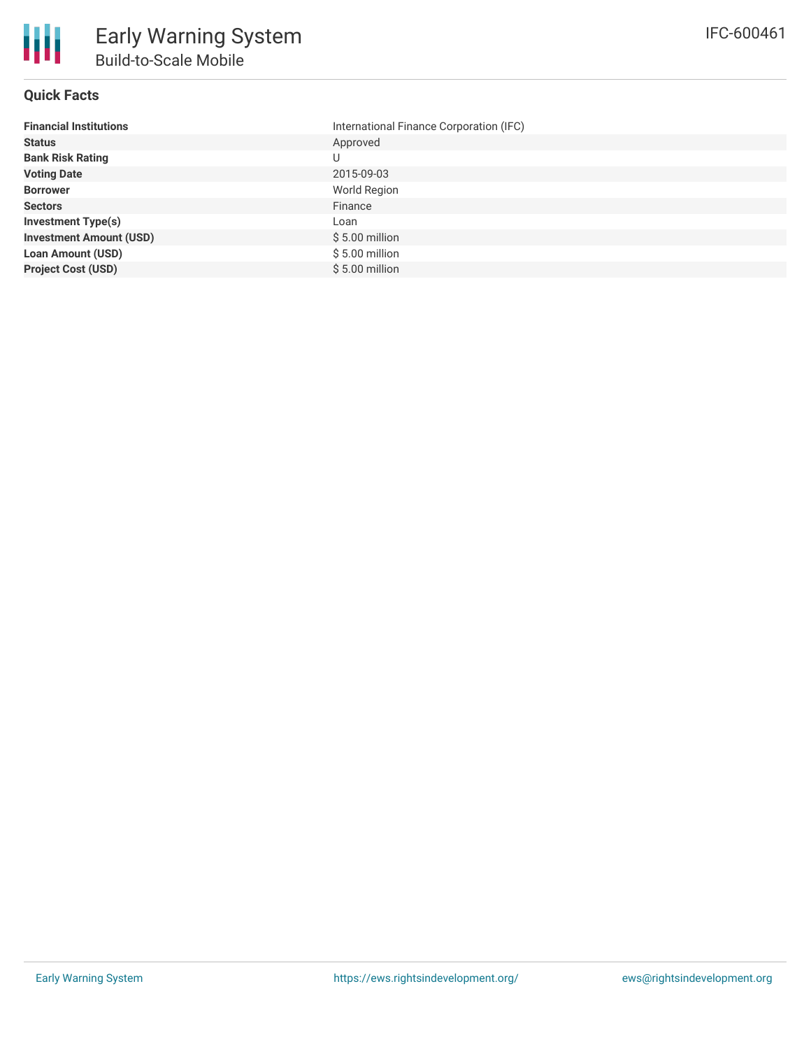# Early Warning System

## Build-to-Scale Mobile

IFC-600461

### Quick Facts

| | |
|---|---|
| **Financial Institutions** | International Finance Corporation (IFC) |
| **Status** | Approved |
| **Bank Risk Rating** | U |
| **Voting Date** | 2015-09-03 |
| **Borrower** | World Region |
| **Sectors** | Finance |
| **Investment Type(s)** | Loan |
| **Investment Amount (USD)** | $ 5.00 million |
| **Loan Amount (USD)** | $ 5.00 million |
| **Project Cost (USD)** | $ 5.00 million |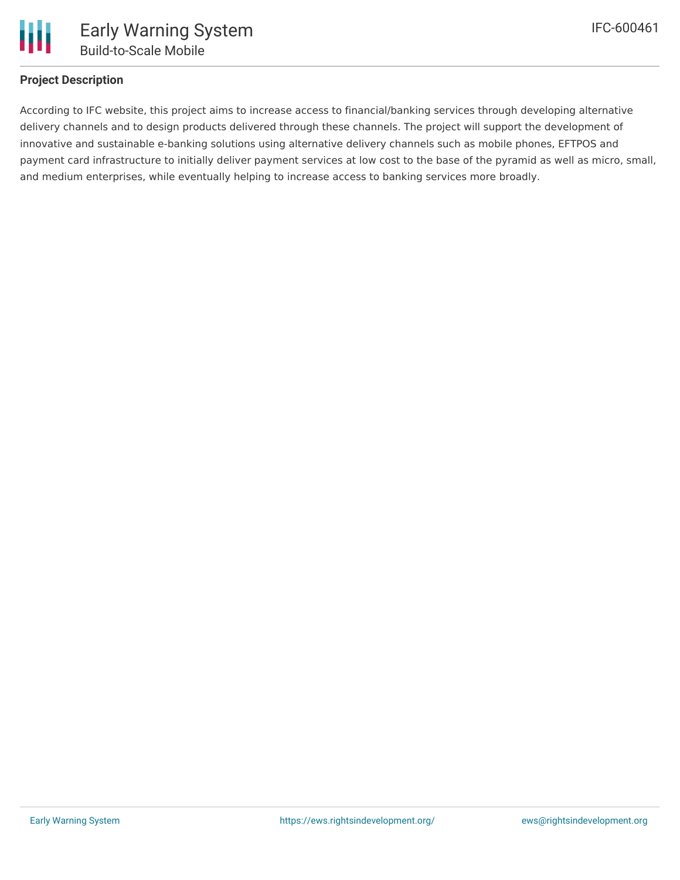## Project Description

According to IFC website, this project aims to increase access to financial/banking services through developing alternative delivery channels and to design products delivered through these channels. The project will support the development of innovative and sustainable e-banking solutions using alternative delivery channels such as mobile phones, EFTPOS and payment card infrastructure to initially deliver payment services at low cost to the base of the pyramid as well as micro, small, and medium enterprises, while eventually helping to increase access to banking services more broadly.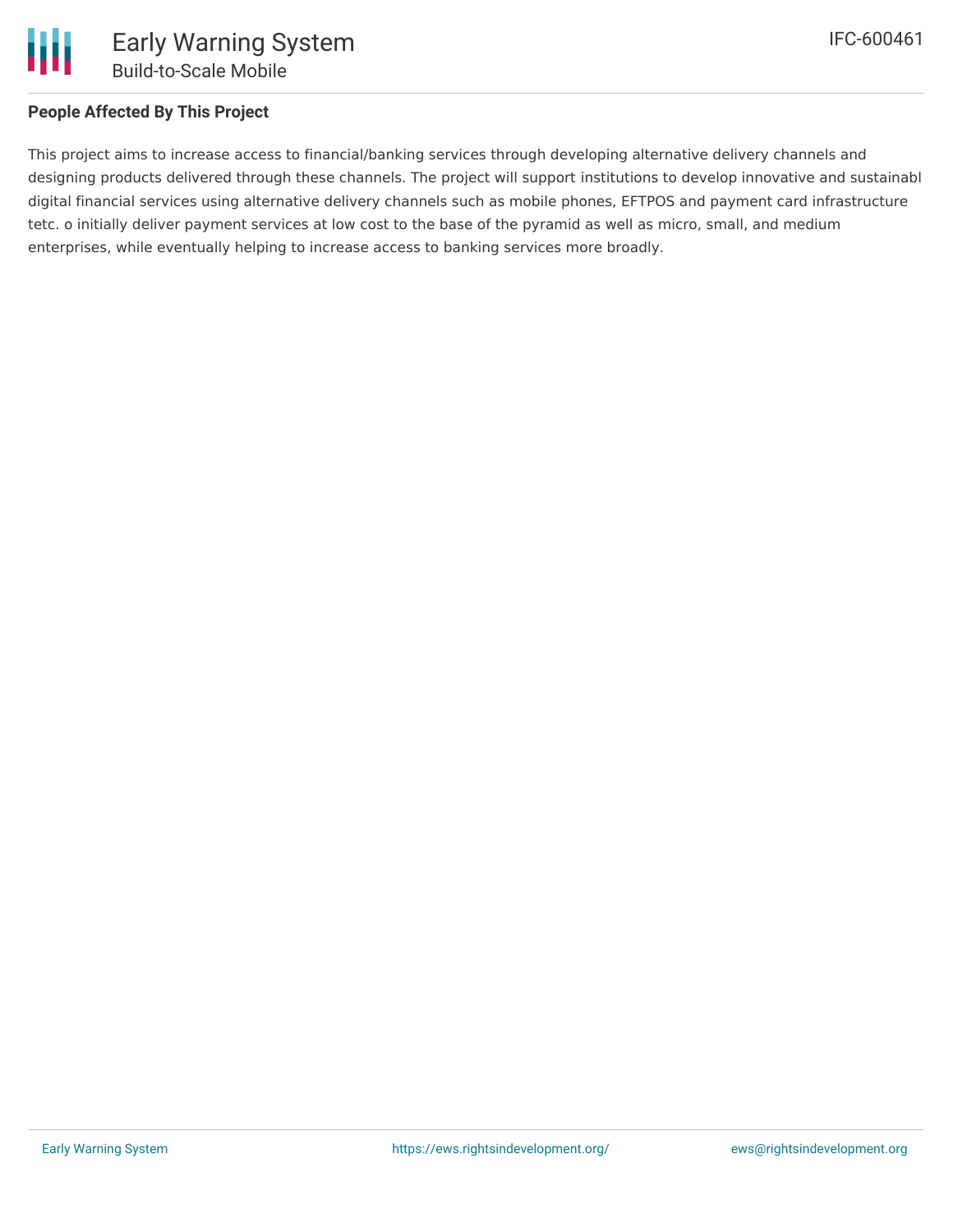## People Affected By This Project

This project aims to increase access to financial/banking services through developing alternative delivery channels and designing products delivered through these channels. The project will support institutions to develop innovative and sustainabl digital financial services using alternative delivery channels such as mobile phones, EFTPOS and payment card infrastructure tetc. o initially deliver payment services at low cost to the base of the pyramid as well as micro, small, and medium enterprises, while eventually helping to increase access to banking services more broadly.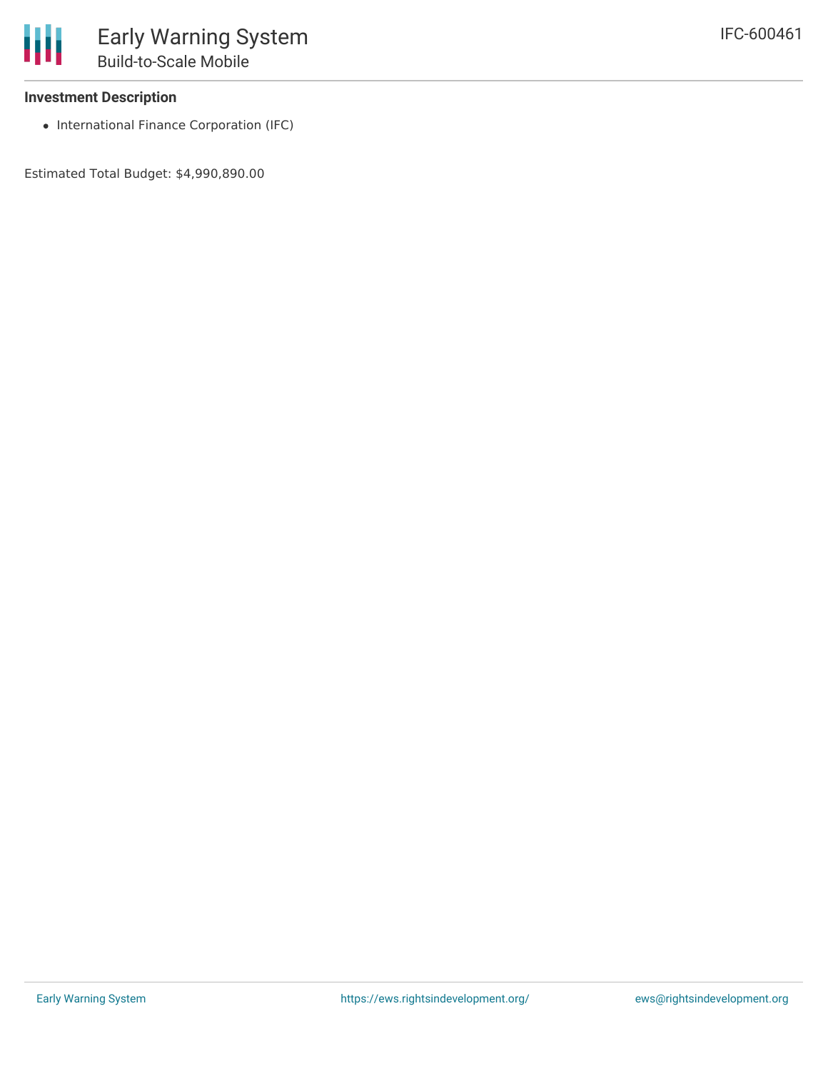### Investment Description

- International Finance Corporation (IFC)

Estimated Total Budget: $4,990,890.00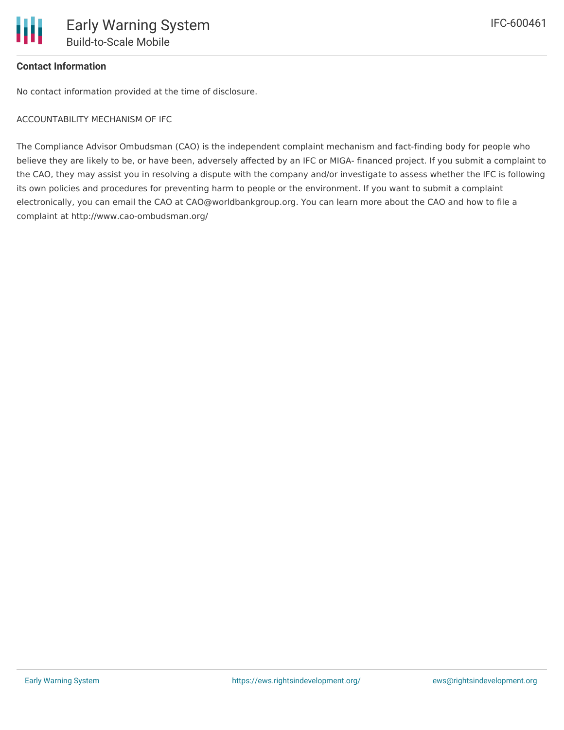## Contact Information

No contact information provided at the time of disclosure.

ACCOUNTABILITY MECHANISM OF IFC

The Compliance Advisor Ombudsman (CAO) is the independent complaint mechanism and fact-finding body for people who believe they are likely to be, or have been, adversely affected by an IFC or MIGA- financed project. If you submit a complaint to the CAO, they may assist you in resolving a dispute with the company and/or investigate to assess whether the IFC is following its own policies and procedures for preventing harm to people or the environment. If you want to submit a complaint electronically, you can email the CAO at CAO@worldbankgroup.org. You can learn more about the CAO and how to file a complaint at http://www.cao-ombudsman.org/